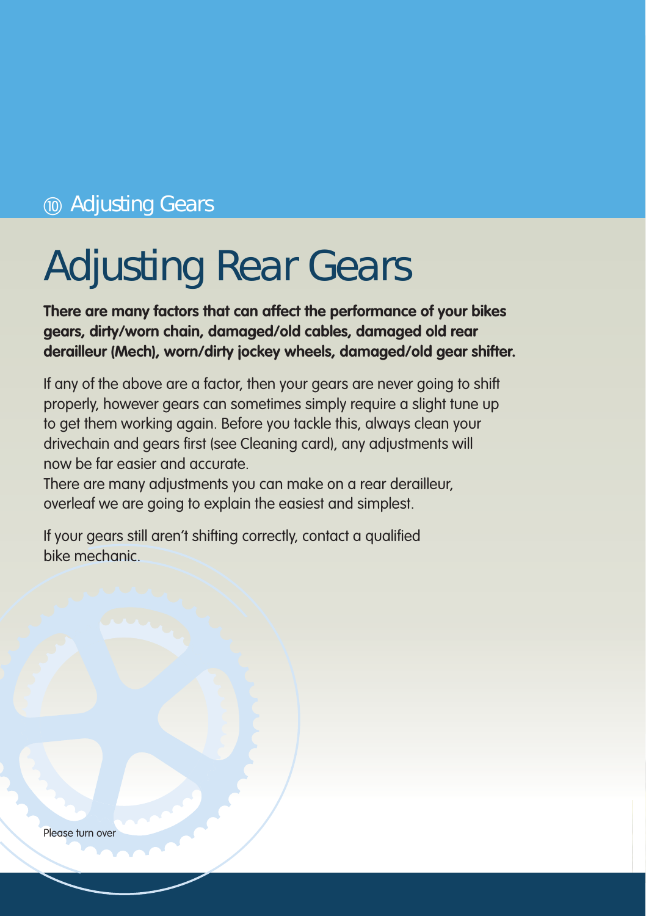⑩ Adjusting Gears

# Adjusting Rear Gears

**There are many factors that can affect the performance of your bikes gears, dirty/worn chain, damaged/old cables, damaged old rear derailleur (Mech), worn/dirty jockey wheels, damaged/old gear shifter.**

If any of the above are a factor, then your gears are never going to shift properly, however gears can sometimes simply require a slight tune up to get them working again. Before you tackle this, always clean your drivechain and gears first (see Cleaning card), any adjustments will now be far easier and accurate.
There are many adjustments you can make on a rear derailleur, overleaf we are going to explain the easiest and simplest.

If your gears still aren't shifting correctly, contact a qualified bike mechanic.

Please turn over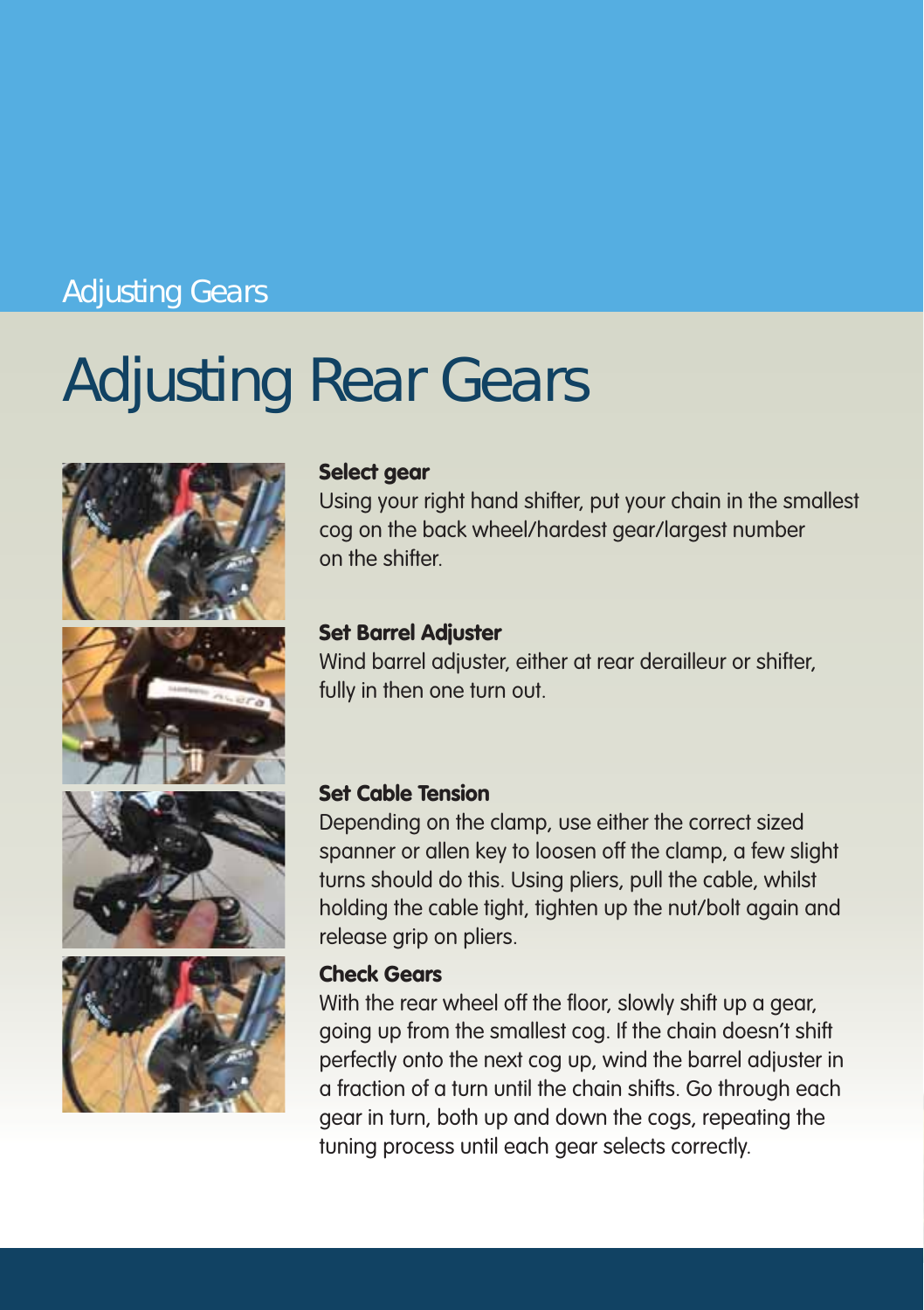Adjusting Gears

# Adjusting Rear Gears

**Select gear**

Using your right hand shifter, put your chain in the smallest cog on the back wheel/hardest gear/largest number on the shifter.

**Set Barrel Adjuster**

Wind barrel adjuster, either at rear derailleur or shifter, fully in then one turn out.

**Set Cable Tension**

Depending on the clamp, use either the correct sized spanner or allen key to loosen off the clamp, a few slight turns should do this. Using pliers, pull the cable, whilst holding the cable tight, tighten up the nut/bolt again and release grip on pliers.

**Check Gears**

With the rear wheel off the floor, slowly shift up a gear, going up from the smallest cog. If the chain doesn't shift perfectly onto the next cog up, wind the barrel adjuster in a fraction of a turn until the chain shifts. Go through each gear in turn, both up and down the cogs, repeating the tuning process until each gear selects correctly.